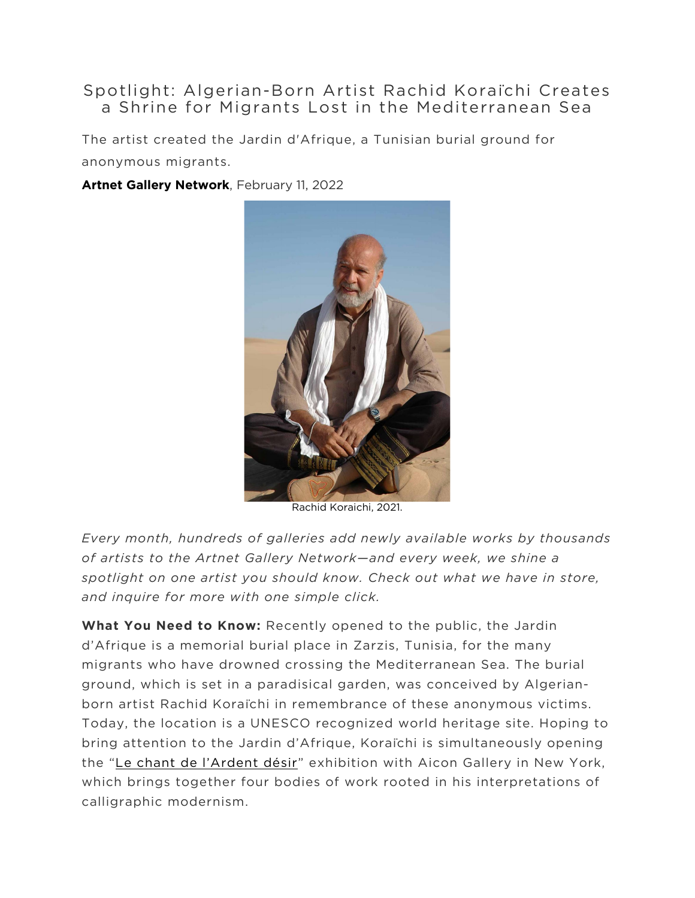# Spotlight: Algerian-Born Artist Rachid Koraïchi Creates a Shrine for Migrants Lost in the Mediterranean Sea

The artist created the Jardin d'Afrique, a Tunisian burial ground for anonymous migrants.

**Artnet Gallery Network**, February 11, 2022

Rachid Koraichi, 2021.

*Every month, hundreds of galleries add newly available works by thousands of artists to the Artnet Gallery Network—and every week, we shine a spotlight on one artist you should know. Check out what we have in store, and inquire for more with one simple click.*

**What You Need to Know:** Recently opened to the public, the Jardin d'Afrique is a memorial burial place in Zarzis, Tunisia, for the many migrants who have drowned crossing the Mediterranean Sea. The burial ground, which is set in a paradisical garden, was conceived by Algerian-born artist Rachid Koraïchi in remembrance of these anonymous victims. Today, the location is a UNESCO recognized world heritage site. Hoping to bring attention to the Jardin d'Afrique, Koraïchi is simultaneously opening the "Le chant de l'Ardent désir" exhibition with Aicon Gallery in New York, which brings together four bodies of work rooted in his interpretations of calligraphic modernism.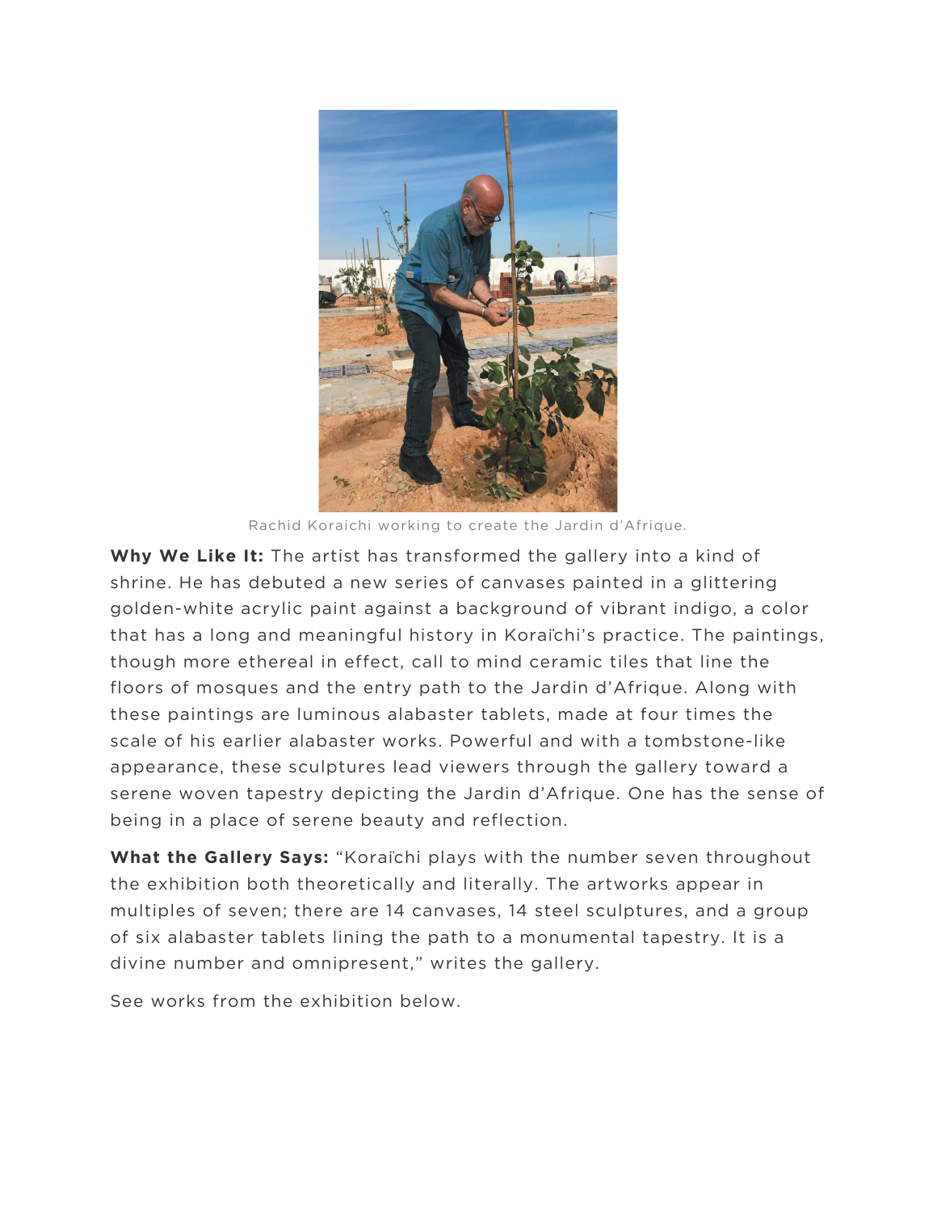Rachid Koraichi working to create the Jardin d'Afrique.

**Why We Like It:** The artist has transformed the gallery into a kind of shrine. He has debuted a new series of canvases painted in a glittering golden-white acrylic paint against a background of vibrant indigo, a color that has a long and meaningful history in Koraïchi's practice. The paintings, though more ethereal in effect, call to mind ceramic tiles that line the floors of mosques and the entry path to the Jardin d'Afrique. Along with these paintings are luminous alabaster tablets, made at four times the scale of his earlier alabaster works. Powerful and with a tombstone-like appearance, these sculptures lead viewers through the gallery toward a serene woven tapestry depicting the Jardin d'Afrique. One has the sense of being in a place of serene beauty and reflection.

**What the Gallery Says:** "Koraïchi plays with the number seven throughout the exhibition both theoretically and literally. The artworks appear in multiples of seven; there are 14 canvases, 14 steel sculptures, and a group of six alabaster tablets lining the path to a monumental tapestry. It is a divine number and omnipresent," writes the gallery.

See works from the exhibition below.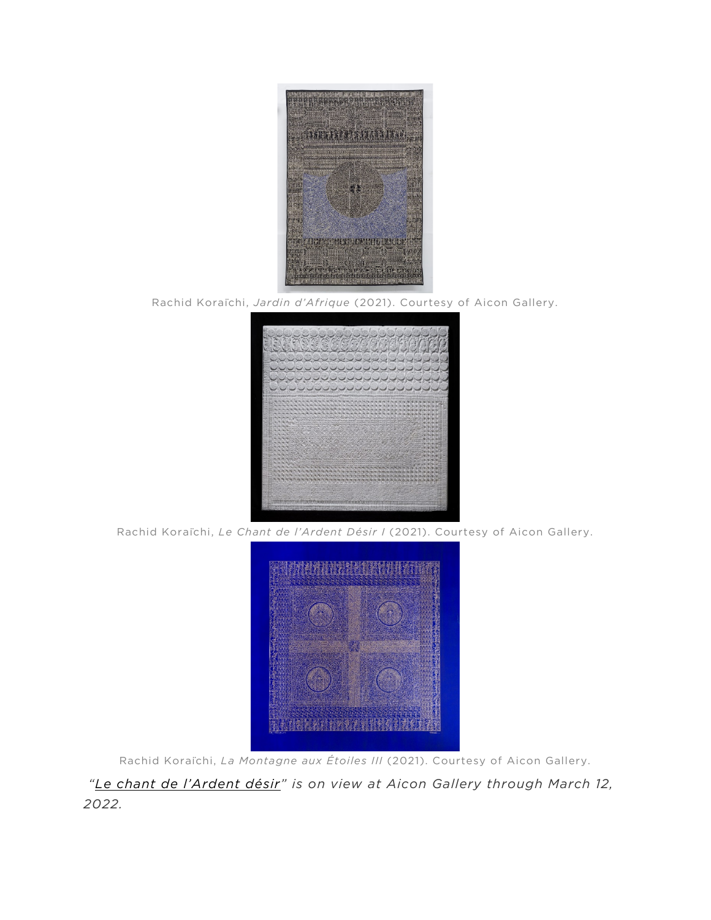Rachid Koraïchi, *Jardin d'Afrique* (2021). Courtesy of Aicon Gallery.

Rachid Koraïchi, *Le Chant de l'Ardent Désir I* (2021). Courtesy of Aicon Gallery.

Rachid Koraïchi, *La Montagne aux Étoiles III* (2021). Courtesy of Aicon Gallery.

*"Le chant de l'Ardent désir" is on view at Aicon Gallery through March 12, 2022.*